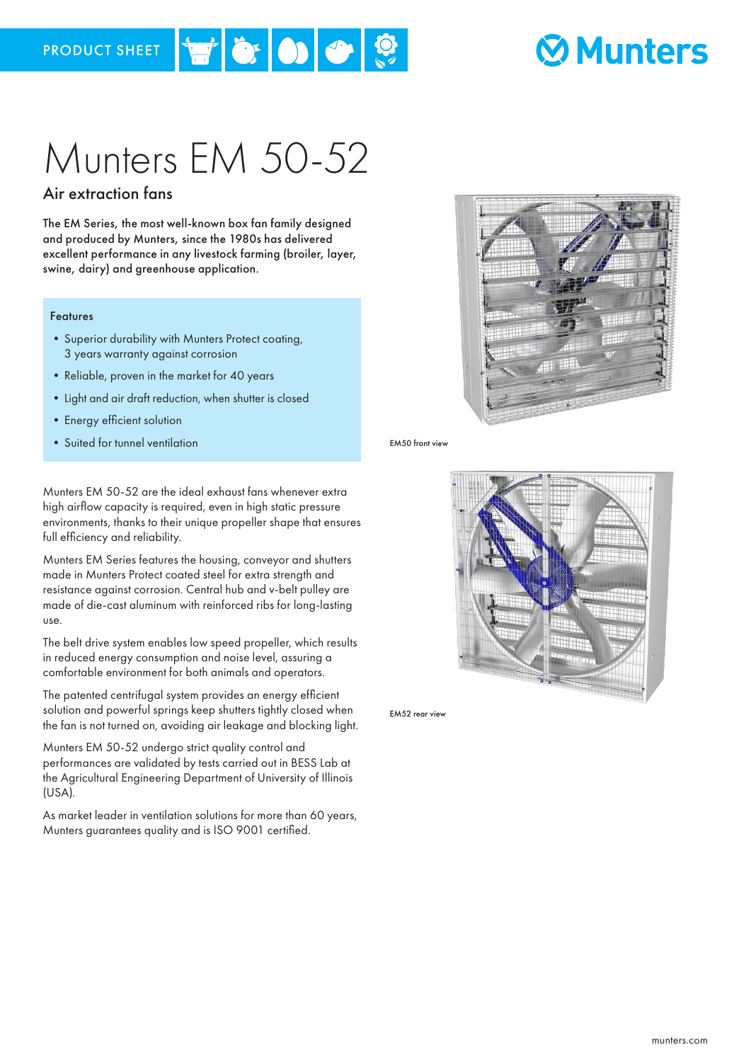PRODUCT SHEET

Munters

# Munters EM 50-52

## Air extraction fans

**The EM Series, the most well-known box fan family designed and produced by Munters, since the 1980s has delivered excellent performance in any livestock farming (broiler, layer, swine, dairy) and greenhouse application.**

### Features

- Superior durability with Munters Protect coating, 3 years warranty against corrosion
- Reliable, proven in the market for 40 years
- Light and air draft reduction, when shutter is closed
- Energy efficient solution
- Suited for tunnel ventilation

Munters EM 50-52 are the ideal exhaust fans whenever extra high airflow capacity is required, even in high static pressure environments, thanks to their unique propeller shape that ensures full efficiency and reliability.

Munters EM Series features the housing, conveyor and shutters made in Munters Protect coated steel for extra strength and resistance against corrosion. Central hub and v-belt pulley are made of die-cast aluminum with reinforced ribs for long-lasting use.

The belt drive system enables low speed propeller, which results in reduced energy consumption and noise level, assuring a comfortable environment for both animals and operators.

The patented centrifugal system provides an energy efficient solution and powerful springs keep shutters tightly closed when the fan is not turned on, avoiding air leakage and blocking light.

Munters EM 50-52 undergo strict quality control and performances are validated by tests carried out in BESS Lab at the Agricultural Engineering Department of University of Illinois (USA).

As market leader in ventilation solutions for more than 60 years, Munters guarantees quality and is ISO 9001 certified.

EM50 front view

EM52 rear view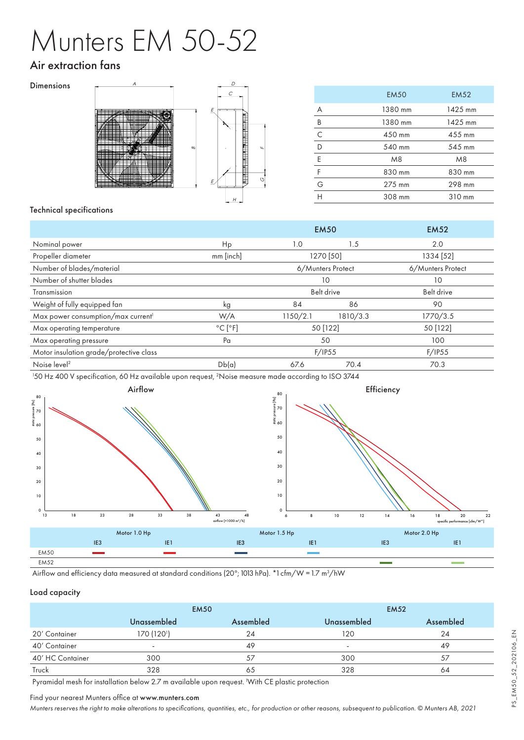# Munters EM 50-52

## Air extraction fans

### Dimensions

A

D

C

E

B

F

E

G

H

| | EM50 | EM52 |
|---|---|---|
| A | 1380 mm | 1425 mm |
| B | 1380 mm | 1425 mm |
| C | 450 mm | 455 mm |
| D | 540 mm | 545 mm |
| E | M8 | M8 |
| F | 830 mm | 830 mm |
| G | 275 mm | 298 mm |
| H | 308 mm | 310 mm |

### Technical specifications

| | | EM50 | | EM52 |
|---|---|---|---|---|
| Nominal power | Hp | 1.0 | 1.5 | 2.0 |
| Propeller diameter | mm [inch] | 1270 [50] | | 1334 [52] |
| Number of blades/material | | 6/Munters Protect | | 6/Munters Protect |
| Number of shutter blades | | 10 | | 10 |
| Transmission | | Belt drive | | Belt drive |
| Weight of fully equipped fan | kg | 84 | 86 | 90 |
| Max power consumption/max current[1] | W/A | 1150/2.1 | 1810/3.3 | 1770/3.5 |
| Max operating temperature | °C [°F] | 50 [122] | | 50 [122] |
| Max operating pressure | Pa | 50 | | 100 |
| Motor insulation grade/protective class | | F/IP55 | | F/IP55 |
| Noise level[2] | Db(a) | 67.6 | 70.4 | 70.3 |

[1]50 Hz 400 V specification, 60 Hz available upon request, [2]Noise measure made according to ISO 3744

Airflow

static pressure [Pa]

80 70 60 50 40 30 20 10 0

13 18 23 28 33 38 43 48

airflow [×1000 m³/h]

Efficiency

static pressure [Pa]

80 70 60 50 40 30 20 10 0

6 8 10 12 14 16 18 20 22

specific performance [cfm/W*]

| | Motor 1.0 Hp | | Motor 1.5 Hp | | Motor 2.0 Hp | |
|---|---|---|---|---|---|---|
| | IE3 | IE1 | IE3 | IE1 | IE3 | IE1 |
| EM50 | — | — | — | — | | |
| EM52 | | | | | — | — |

Airflow and efficiency data measured at standard conditions (20°; 1013 hPa). *1 cfm/W = 1.7 m³/hW

### Load capacity

| | EM50 | | EM52 | |
|---|---|---|---|---|
| | Unassembled | Assembled | Unassembled | Assembled |
| 20' Container | 170 (120[1]) | 24 | 120 | 24 |
| 40' Container | - | 49 | - | 49 |
| 40' HC Container | 300 | 57 | 300 | 57 |
| Truck | 328 | 65 | 328 | 64 |

Pyramidal mesh for installation below 2.7 m available upon request. [1]With CE plastic protection

Find your nearest Munters office at **www.munters.com**

*Munters reserves the right to make alterations to specifications, quantities, etc., for production or other reasons, subsequent to publication. © Munters AB, 2021*

PS_EM50_52_202106_EN